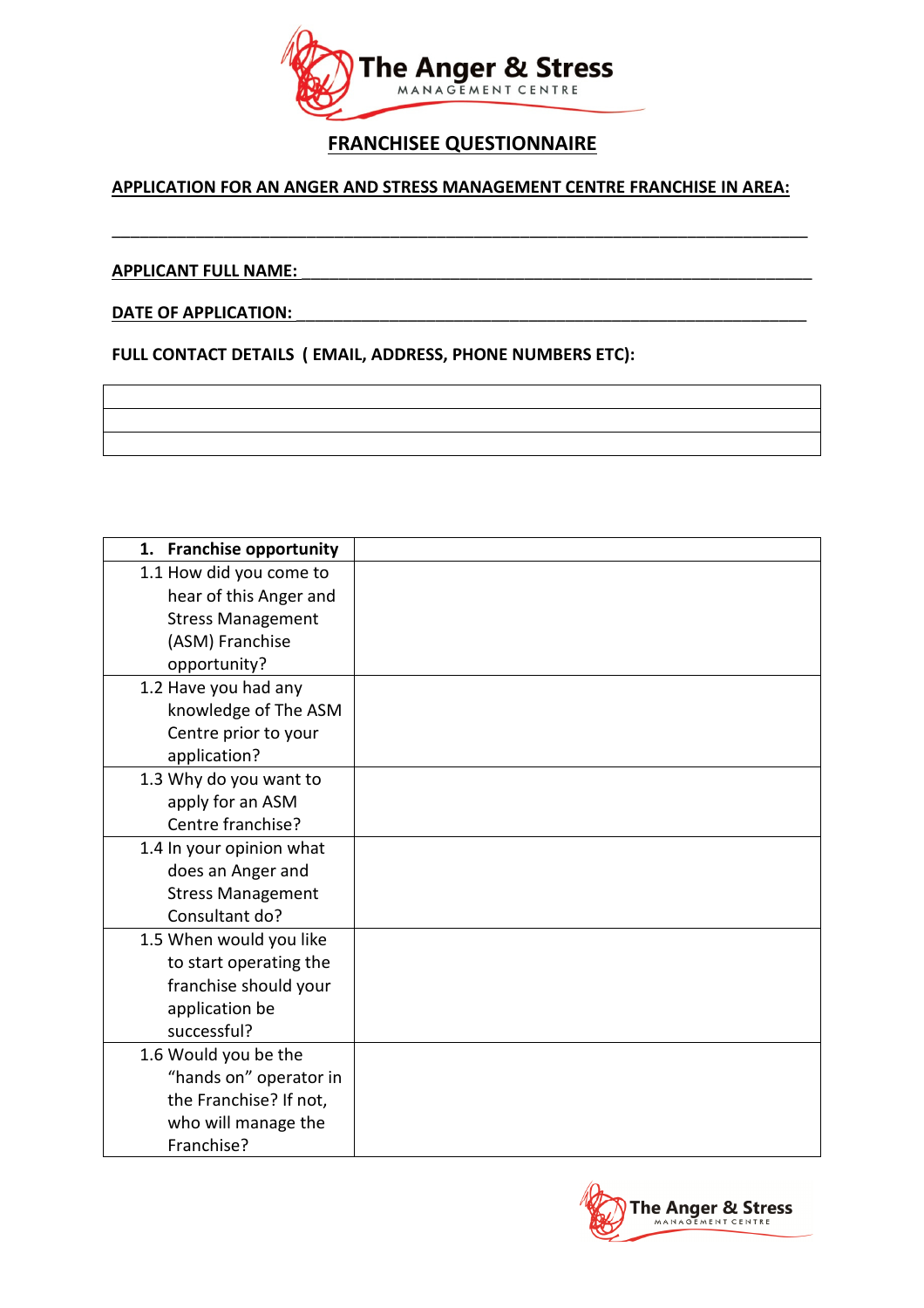# The Anger & Stress MANAGEMENT CENTRE

## FRANCHISEE QUESTIONNAIRE

**APPLICATION FOR AN ANGER AND STRESS MANAGEMENT CENTRE FRANCHISE IN AREA:**

________________________________________________________________________________

**APPLICANT FULL NAME:** ___________________________________________________________

**DATE OF APPLICATION:** ___________________________________________________________

**FULL CONTACT DETAILS ( EMAIL, ADDRESS, PHONE NUMBERS ETC):**

| |
|---|
| |
| |
| |

| **1. Franchise opportunity** | |
|---|---|
| 1.1 How did you come to hear of this Anger and Stress Management (ASM) Franchise opportunity? | |
| 1.2 Have you had any knowledge of The ASM Centre prior to your application? | |
| 1.3 Why do you want to apply for an ASM Centre franchise? | |
| 1.4 In your opinion what does an Anger and Stress Management Consultant do? | |
| 1.5 When would you like to start operating the franchise should your application be successful? | |
| 1.6 Would you be the "hands on" operator in the Franchise? If not, who will manage the Franchise? | |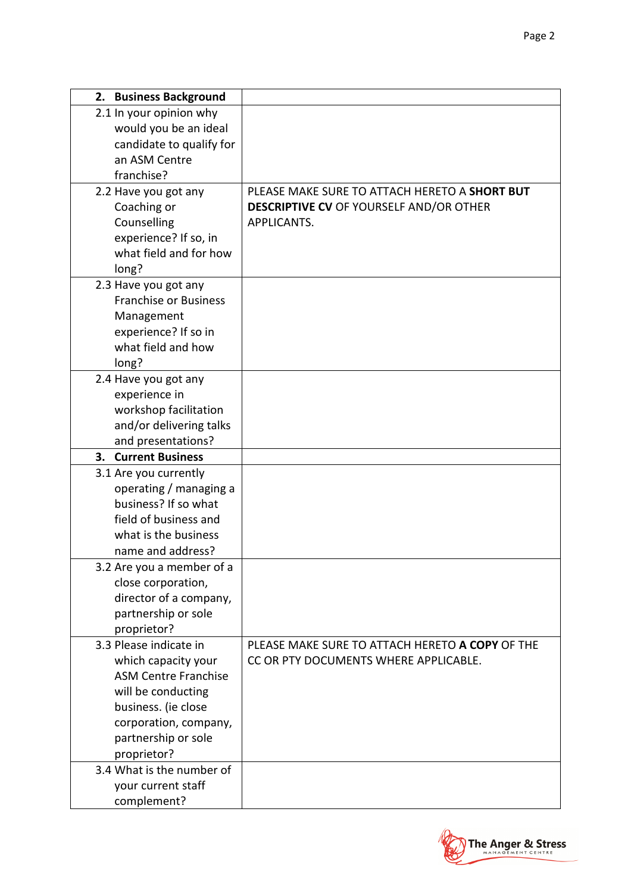| **2. Business Background** | |
|---|---|
| 2.1 In your opinion why would you be an ideal candidate to qualify for an ASM Centre franchise? | |
| 2.2 Have you got any Coaching or Counselling experience? If so, in what field and for how long? | PLEASE MAKE SURE TO ATTACH HERETO A **SHORT BUT DESCRIPTIVE CV** OF YOURSELF AND/OR OTHER APPLICANTS. |
| 2.3 Have you got any Franchise or Business Management experience? If so in what field and how long? | |
| 2.4 Have you got any experience in workshop facilitation and/or delivering talks and presentations? | |
| **3. Current Business** | |
| 3.1 Are you currently operating / managing a business? If so what field of business and what is the business name and address? | |
| 3.2 Are you a member of a close corporation, director of a company, partnership or sole proprietor? | |
| 3.3 Please indicate in which capacity your ASM Centre Franchise will be conducting business. (ie close corporation, company, partnership or sole proprietor? | PLEASE MAKE SURE TO ATTACH HERETO **A COPY** OF THE CC OR PTY DOCUMENTS WHERE APPLICABLE. |
| 3.4 What is the number of your current staff complement? | |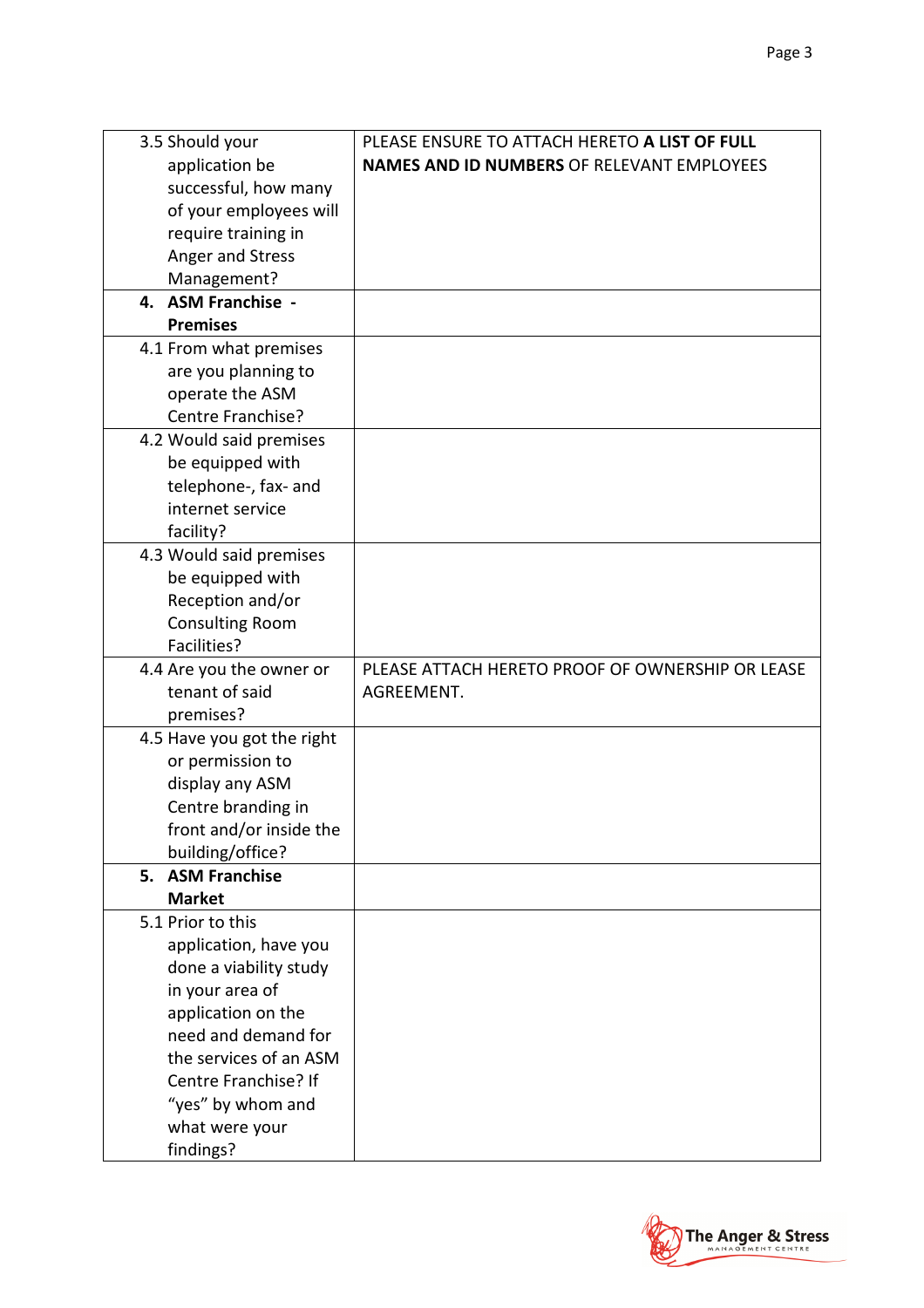| | |
|---|---|
| 3.5 Should your application be successful, how many of your employees will require training in Anger and Stress Management? | PLEASE ENSURE TO ATTACH HERETO **A LIST OF FULL NAMES AND ID NUMBERS** OF RELEVANT EMPLOYEES |
| **4. ASM Franchise - Premises** | |
| 4.1 From what premises are you planning to operate the ASM Centre Franchise? | |
| 4.2 Would said premises be equipped with telephone-, fax- and internet service facility? | |
| 4.3 Would said premises be equipped with Reception and/or Consulting Room Facilities? | |
| 4.4 Are you the owner or tenant of said premises? | PLEASE ATTACH HERETO PROOF OF OWNERSHIP OR LEASE AGREEMENT. |
| 4.5 Have you got the right or permission to display any ASM Centre branding in front and/or inside the building/office? | |
| **5. ASM Franchise Market** | |
| 5.1 Prior to this application, have you done a viability study in your area of application on the need and demand for the services of an ASM Centre Franchise? If "yes" by whom and what were your findings? | |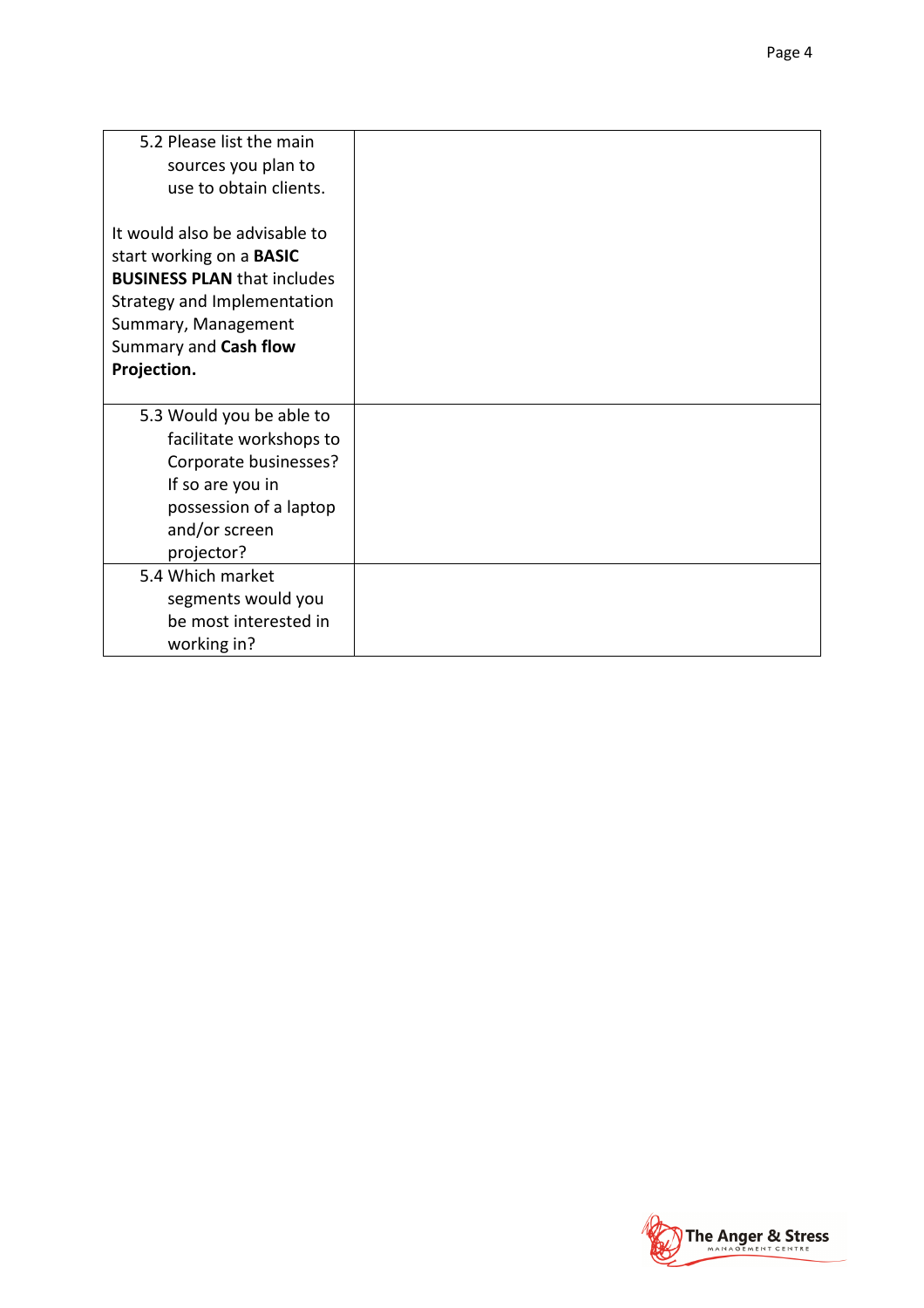| | |
|---|---|
| 5.2 Please list the main sources you plan to use to obtain clients.<br><br>It would also be advisable to start working on a **BASIC BUSINESS PLAN** that includes Strategy and Implementation Summary, Management Summary and **Cash flow Projection.** | |
| 5.3 Would you be able to facilitate workshops to Corporate businesses? If so are you in possession of a laptop and/or screen projector? | |
| 5.4 Which market segments would you be most interested in working in? | |